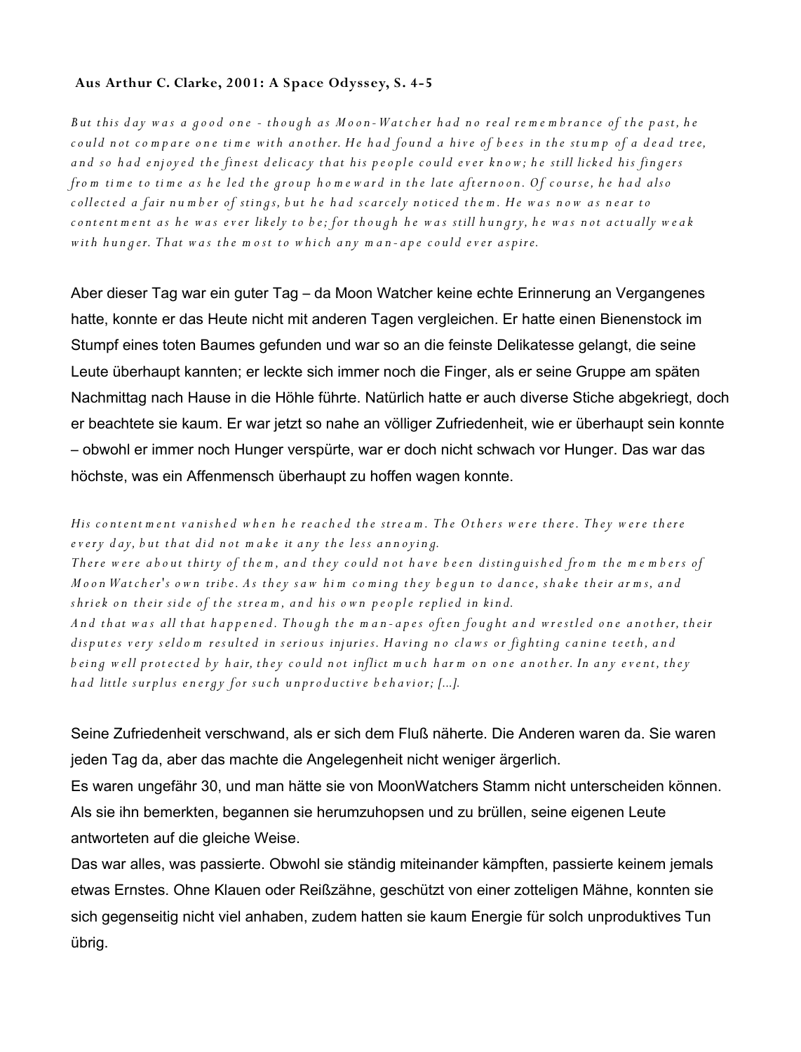**Aus Arthur C. Clarke, 2001: A Space Odyssey, S. 4-5**

*But this day was a good one - though as Moon-Watcher had no real remembrance of the past, he could not compare one time with another. He had found a hive of bees in the stump of a dead tree, and so had enjoyed the finest delicacy that his people could ever know; he still licked his fingers from time to time as he led the group homeward in the late afternoon. Of course, he had also collected a fair number of stings, but he had scarcely noticed them. He was now as near to contentment as he was ever likely to be; for though he was still hungry, he was not actually weak with hunger. That was the most to which any man-ape could ever aspire.*

Aber dieser Tag war ein guter Tag – da Moon Watcher keine echte Erinnerung an Vergangenes hatte, konnte er das Heute nicht mit anderen Tagen vergleichen. Er hatte einen Bienenstock im Stumpf eines toten Baumes gefunden und war so an die feinste Delikatesse gelangt, die seine Leute überhaupt kannten; er leckte sich immer noch die Finger, als er seine Gruppe am späten Nachmittag nach Hause in die Höhle führte. Natürlich hatte er auch diverse Stiche abgekriegt, doch er beachtete sie kaum. Er war jetzt so nahe an völliger Zufriedenheit, wie er überhaupt sein konnte – obwohl er immer noch Hunger verspürte, war er doch nicht schwach vor Hunger. Das war das höchste, was ein Affenmensch überhaupt zu hoffen wagen konnte.

*His contentment vanished when he reached the stream. The Others were there. They were there every day, but that did not make it any the less annoying.*
*There were about thirty of them, and they could not have been distinguished from the members of MoonWatcher's own tribe. As they saw him coming they begun to dance, shake their arms, and shriek on their side of the stream, and his own people replied in kind.*
*And that was all that happened. Though the man-apes often fought and wrestled one another, their disputes very seldom resulted in serious injuries. Having no claws or fighting canine teeth, and being well protected by hair, they could not inflict much harm on one another. In any event, they had little surplus energy for such unproductive behavior; [...].*

Seine Zufriedenheit verschwand, als er sich dem Fluß näherte. Die Anderen waren da. Sie waren jeden Tag da, aber das machte die Angelegenheit nicht weniger ärgerlich.
Es waren ungefähr 30, und man hätte sie von MoonWatchers Stamm nicht unterscheiden können. Als sie ihn bemerkten, begannen sie herumzuhopsen und zu brüllen, seine eigenen Leute antworteten auf die gleiche Weise.
Das war alles, was passierte. Obwohl sie ständig miteinander kämpften, passierte keinem jemals etwas Ernstes. Ohne Klauen oder Reißzähne, geschützt von einer zotteligen Mähne, konnten sie sich gegenseitig nicht viel anhaben, zudem hatten sie kaum Energie für solch unproduktives Tun übrig.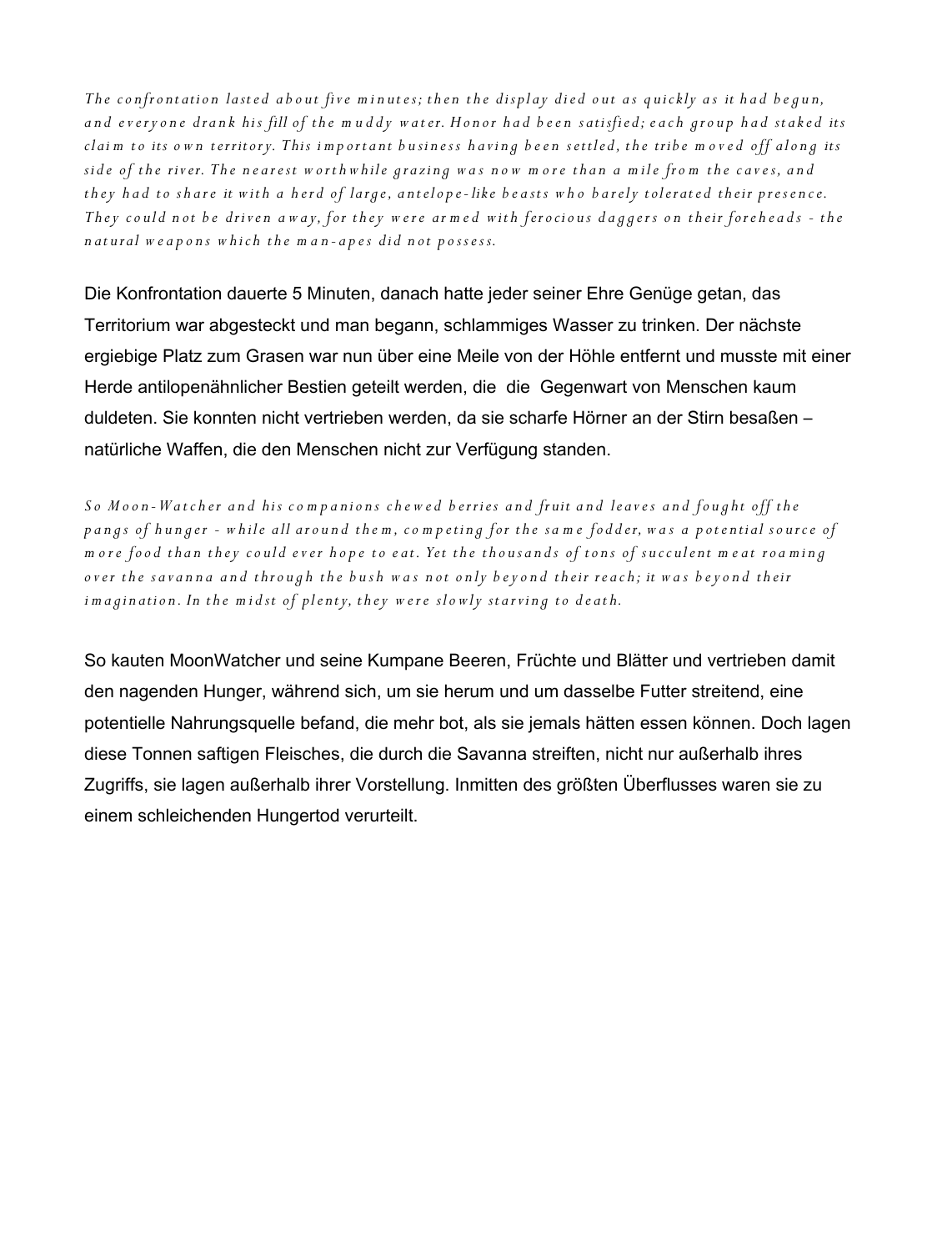*The confrontation lasted about five minutes; then the display died out as quickly as it had begun, and everyone drank his fill of the muddy water. Honor had been satisfied; each group had staked its claim to its own territory. This important business having been settled, the tribe moved off along its side of the river. The nearest worthwhile grazing was now more than a mile from the caves, and they had to share it with a herd of large, antelope-like beasts who barely tolerated their presence. They could not be driven away, for they were armed with ferocious daggers on their foreheads - the natural weapons which the man-apes did not possess.*

Die Konfrontation dauerte 5 Minuten, danach hatte jeder seiner Ehre Genüge getan, das Territorium war abgesteckt und man begann, schlammiges Wasser zu trinken. Der nächste ergiebige Platz zum Grasen war nun über eine Meile von der Höhle entfernt und musste mit einer Herde antilopenähnlicher Bestien geteilt werden, die die Gegenwart von Menschen kaum duldeten. Sie konnten nicht vertrieben werden, da sie scharfe Hörner an der Stirn besaßen – natürliche Waffen, die den Menschen nicht zur Verfügung standen.

*So Moon-Watcher and his companions chewed berries and fruit and leaves and fought off the pangs of hunger - while all around them, competing for the same fodder, was a potential source of more food than they could ever hope to eat. Yet the thousands of tons of succulent meat roaming over the savanna and through the bush was not only beyond their reach; it was beyond their imagination. In the midst of plenty, they were slowly starving to death.*

So kauten MoonWatcher und seine Kumpane Beeren, Früchte und Blätter und vertrieben damit den nagenden Hunger, während sich, um sie herum und um dasselbe Futter streitend, eine potentielle Nahrungsquelle befand, die mehr bot, als sie jemals hätten essen können. Doch lagen diese Tonnen saftigen Fleisches, die durch die Savanna streiften, nicht nur außerhalb ihres Zugriffs, sie lagen außerhalb ihrer Vorstellung. Inmitten des größten Überflusses waren sie zu einem schleichenden Hungertod verurteilt.